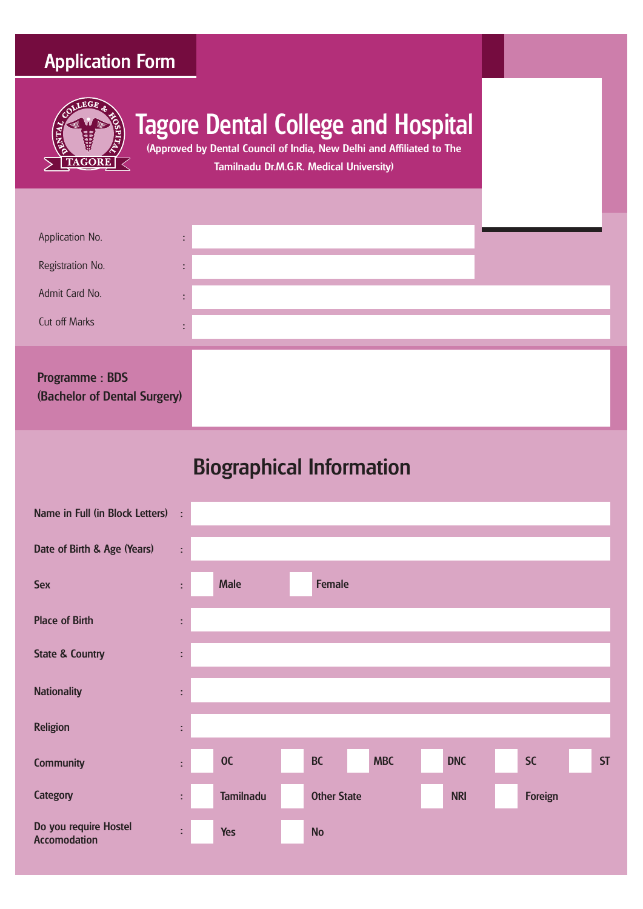## Application Form

# Tagore Dental College and Hospital

(Approved by Dental Council of India, New Delhi and Affiliated to The Tamilnadu Dr.M.G.R. Medical University)

Application No. :

Registration No. :

Admit Card No. :

Cut off Marks :

**Programme : BDS**
**(Bachelor of Dental Surgery)**

## Biographical Information

Name in Full (in Block Letters) :

Date of Birth & Age (Years) :

Sex : ☐ Male ☐ Female

Place of Birth :

State & Country :

Nationality :

Religion :

Community : ☐ OC ☐ BC ☐ MBC ☐ DNC ☐ SC ☐ ST

Category : ☐ Tamilnadu ☐ Other State ☐ NRI ☐ Foreign

Do you require Hostel Accomodation : ☐ Yes ☐ No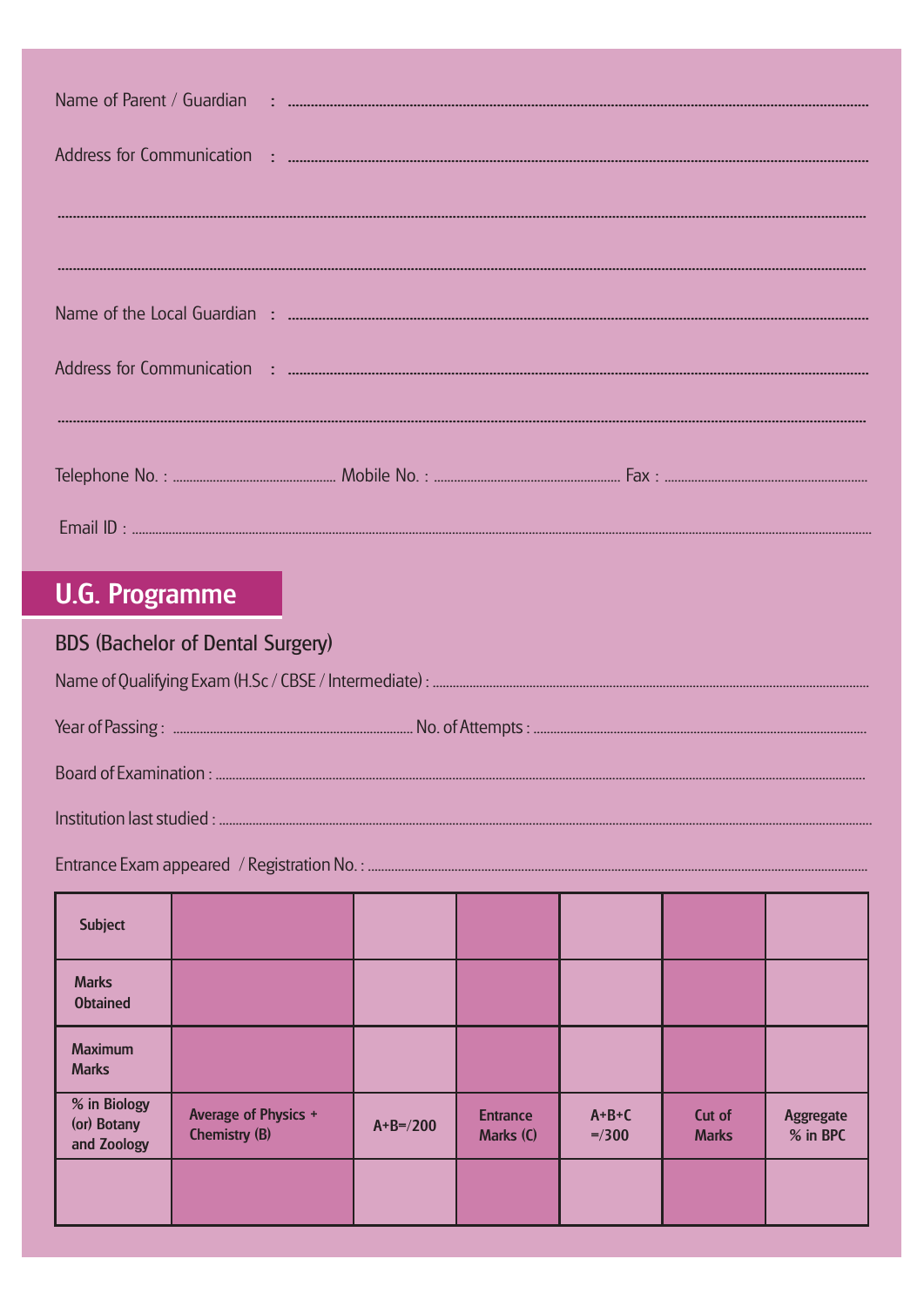Name of Parent / Guardian : ..........................................................................................................

Address for Communication : ..........................................................................................................

..........................................................................................................................................................

..........................................................................................................................................................

Name of the Local Guardian : ..........................................................................................................

Address for Communication : ..........................................................................................................

..........................................................................................................................................................

Telephone No. : .................................. Mobile No. : .................................. Fax : ..................................

Email ID : ..........................................................................................................................................

## U.G. Programme

### BDS (Bachelor of Dental Surgery)

Name of Qualifying Exam (H.Sc / CBSE / Intermediate) : ..........................................................................................................

Year of Passing : .................................. No. of Attempts : ..........................................................................................................

Board of Examination : ..........................................................................................................

Institution last studied : ..........................................................................................................

Entrance Exam appeared / Registration No. : ..........................................................................................................

| Subject | | | | | | |
|---|---|---|---|---|---|---|
| Marks Obtained | | | | | | |
| Maximum Marks | | | | | | |
| % in Biology (or) Botany and Zoology | Average of Physics + Chemistry (B) | A+B=/200 | Entrance Marks (C) | A+B+C =/300 | Cut of Marks | Aggregate % in BPC |
| | | | | | | |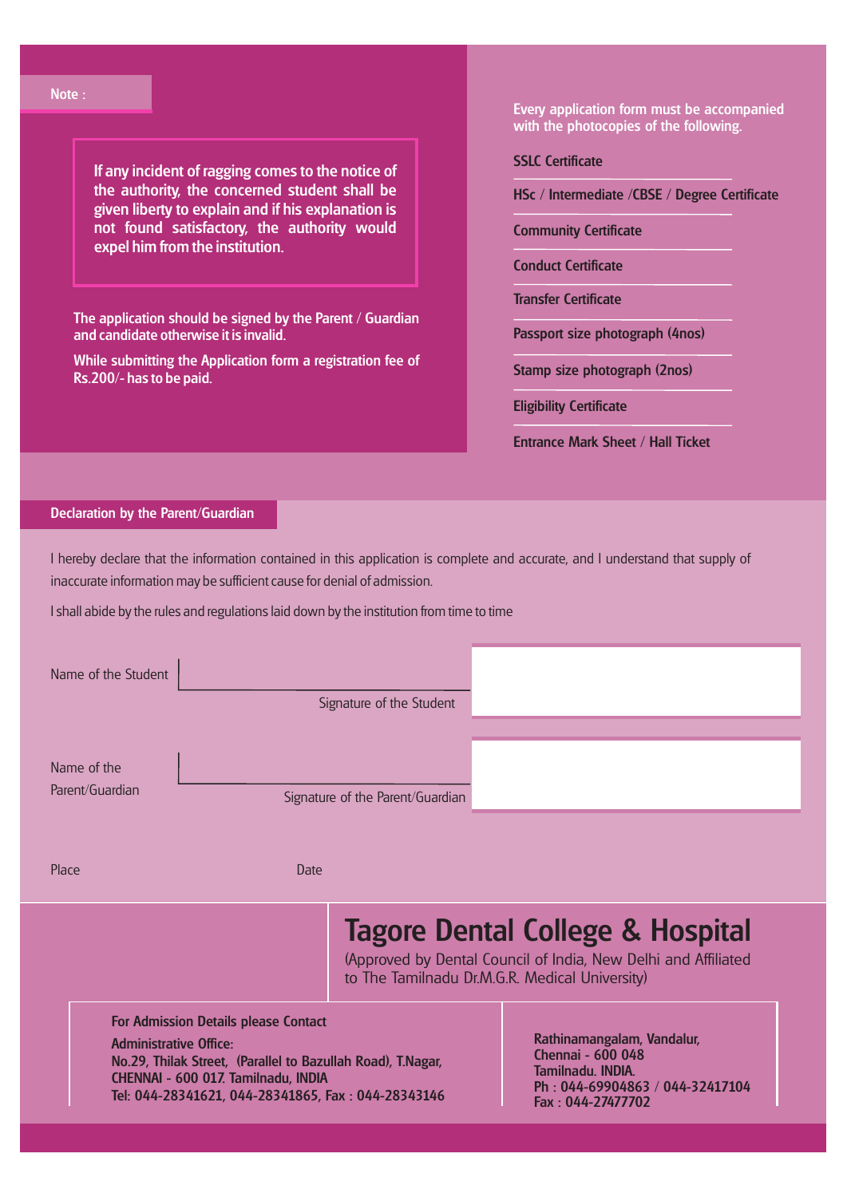**Note :**

If any incident of ragging comes to the notice of the authority, the concerned student shall be given liberty to explain and if his explanation is not found satisfactory, the authority would expel him from the institution.

The application should be signed by the Parent / Guardian and candidate otherwise it is invalid.

While submitting the Application form a registration fee of Rs.200/- has to be paid.

**Every application form must be accompanied with the photocopies of the following.**

- SSLC Certificate
- HSc / Intermediate /CBSE / Degree Certificate
- Community Certificate
- Conduct Certificate
- Transfer Certificate
- Passport size photograph (4nos)
- Stamp size photograph (2nos)
- Eligibility Certificate
- Entrance Mark Sheet / Hall Ticket

**Declaration by the Parent/Guardian**

I hereby declare that the information contained in this application is complete and accurate, and I understand that supply of inaccurate information may be sufficient cause for denial of admission.

I shall abide by the rules and regulations laid down by the institution from time to time

Name of the Student

Signature of the Student

Name of the Parent/Guardian

Signature of the Parent/Guardian

Place

Date

# Tagore Dental College & Hospital

(Approved by Dental Council of India, New Delhi and Affiliated to The Tamilnadu Dr.M.G.R. Medical University)

**For Admission Details please Contact**

**Administrative Office:**
**No.29, Thilak Street, (Parallel to Bazullah Road), T.Nagar,**
**CHENNAI - 600 017. Tamilnadu, INDIA**
**Tel: 044-28341621, 044-28341865, Fax : 044-28343146**

**Rathinamangalam, Vandalur,**
**Chennai - 600 048**
**Tamilnadu. INDIA.**
**Ph : 044-69904863 / 044-32417104**
**Fax : 044-27477702**